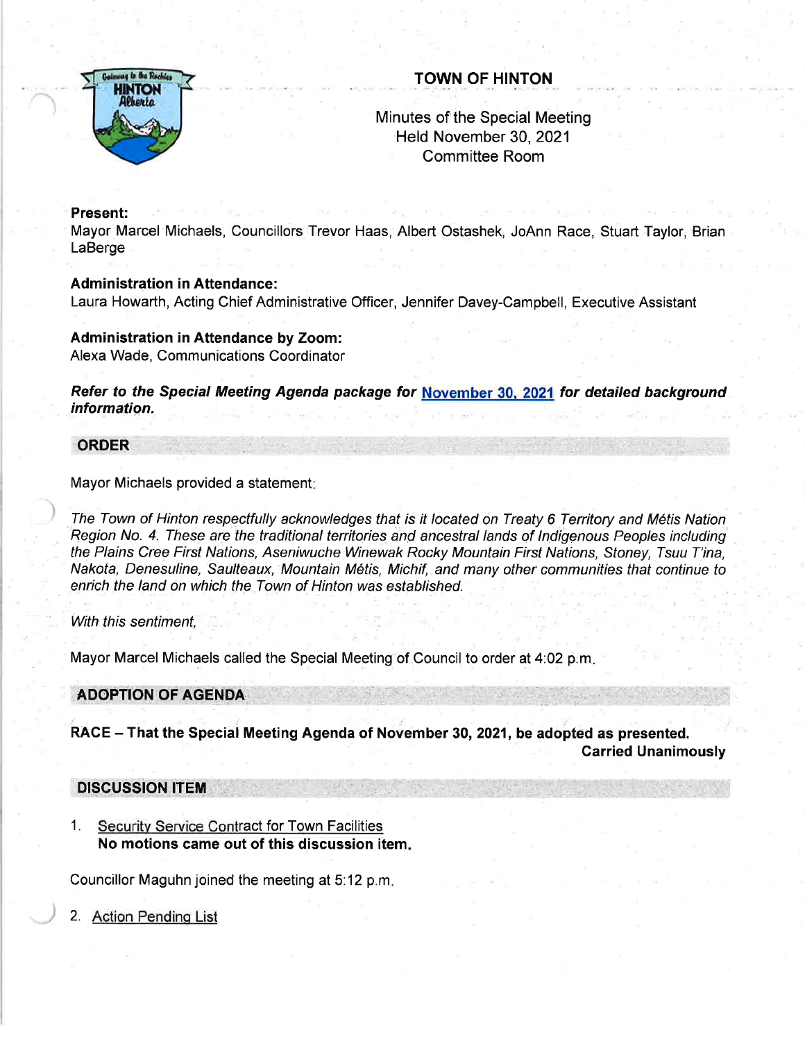# TOWN OF HINTON

Minutes of the Special Meeting
Held November 30, 2021
Committee Room

**Present:**
Mayor Marcel Michaels, Councillors Trevor Haas, Albert Ostashek, JoAnn Race, Stuart Taylor, Brian LaBerge

**Administration in Attendance:**
Laura Howarth, Acting Chief Administrative Officer, Jennifer Davey-Campbell, Executive Assistant

**Administration in Attendance by Zoom:**
Alexa Wade, Communications Coordinator

***Refer to the Special Meeting Agenda package for November 30, 2021 for detailed background information.***

## ORDER

Mayor Michaels provided a statement:

*The Town of Hinton respectfully acknowledges that is it located on Treaty 6 Territory and Métis Nation Region No. 4. These are the traditional territories and ancestral lands of Indigenous Peoples including the Plains Cree First Nations, Aseniwuche Winewak Rocky Mountain First Nations, Stoney, Tsuu T'ina, Nakota, Denesuline, Saulteaux, Mountain Métis, Michif, and many other communities that continue to enrich the land on which the Town of Hinton was established.*

*With this sentiment,*

Mayor Marcel Michaels called the Special Meeting of Council to order at 4:02 p.m.

## ADOPTION OF AGENDA

**RACE – That the Special Meeting Agenda of November 30, 2021, be adopted as presented.**
**Carried Unanimously**

## DISCUSSION ITEM

1. Security Service Contract for Town Facilities
   **No motions came out of this discussion item.**

Councillor Maguhn joined the meeting at 5:12 p.m.

2. Action Pending List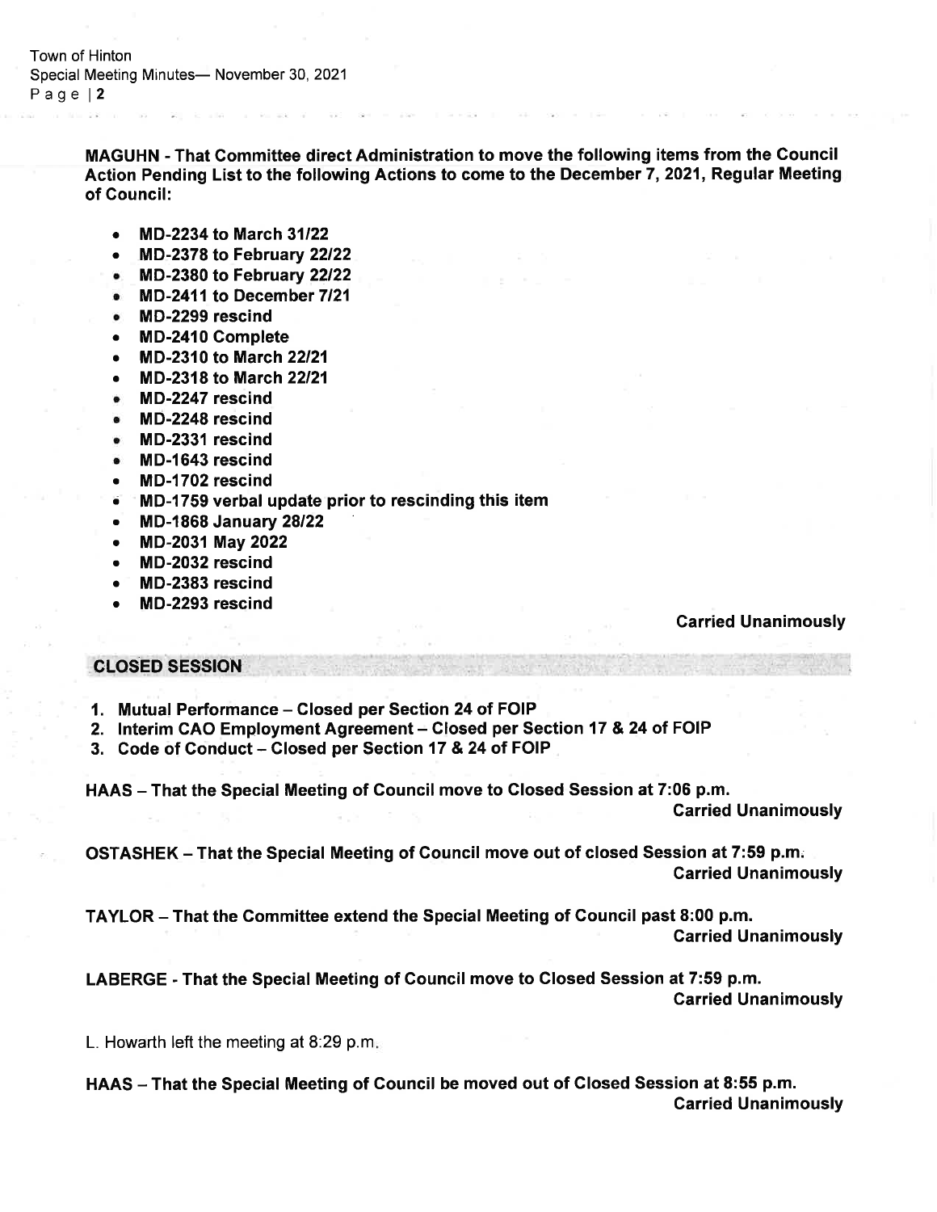**MAGUHN - That Committee direct Administration to move the following items from the Council Action Pending List to the following Actions to come to the December 7, 2021, Regular Meeting of Council:**

- **MD-2234 to March 31/22**
- **MD-2378 to February 22/22**
- **MD-2380 to February 22/22**
- **MD-2411 to December 7/21**
- **MD-2299 rescind**
- **MD-2410 Complete**
- **MD-2310 to March 22/21**
- **MD-2318 to March 22/21**
- **MD-2247 rescind**
- **MD-2248 rescind**
- **MD-2331 rescind**
- **MD-1643 rescind**
- **MD-1702 rescind**
- **MD-1759 verbal update prior to rescinding this item**
- **MD-1868 January 28/22**
- **MD-2031 May 2022**
- **MD-2032 rescind**
- **MD-2383 rescind**
- **MD-2293 rescind**

**Carried Unanimously**

## CLOSED SESSION

1. **Mutual Performance – Closed per Section 24 of FOIP**
2. **Interim CAO Employment Agreement – Closed per Section 17 & 24 of FOIP**
3. **Code of Conduct – Closed per Section 17 & 24 of FOIP**

**HAAS – That the Special Meeting of Council move to Closed Session at 7:06 p.m.**
**Carried Unanimously**

**OSTASHEK – That the Special Meeting of Council move out of closed Session at 7:59 p.m.**
**Carried Unanimously**

**TAYLOR – That the Committee extend the Special Meeting of Council past 8:00 p.m.**
**Carried Unanimously**

**LABERGE - That the Special Meeting of Council move to Closed Session at 7:59 p.m.**
**Carried Unanimously**

L. Howarth left the meeting at 8:29 p.m.

**HAAS – That the Special Meeting of Council be moved out of Closed Session at 8:55 p.m.**
**Carried Unanimously**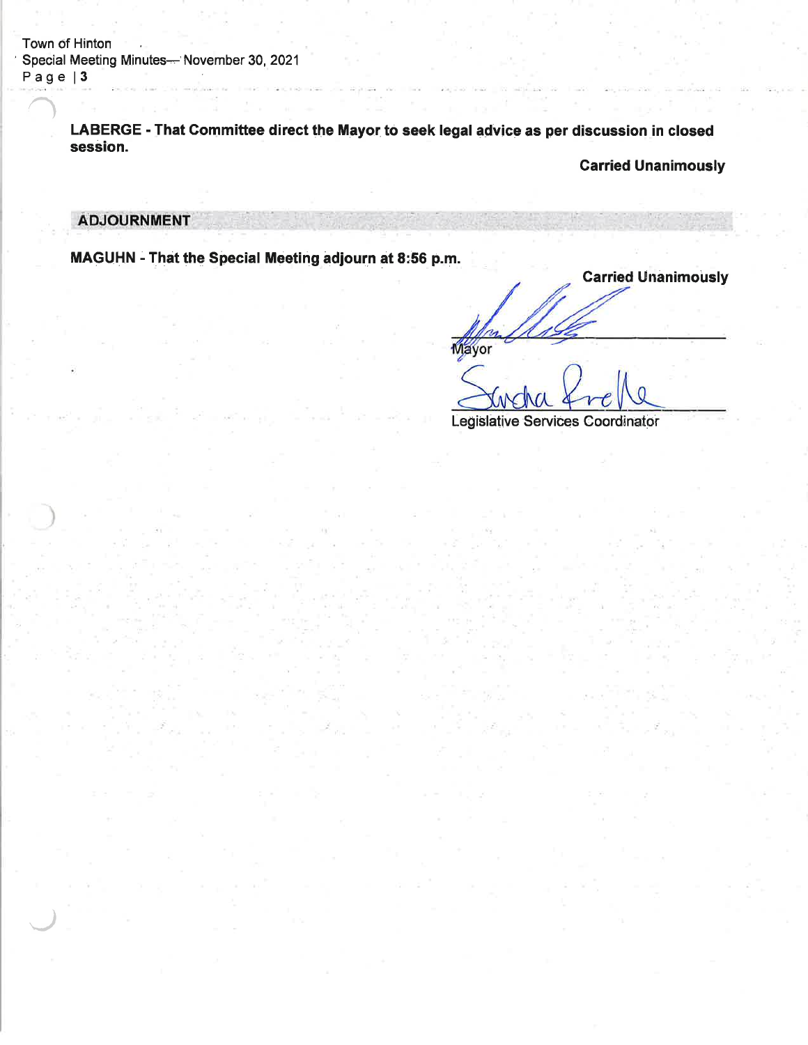**LABERGE - That Committee direct the Mayor to seek legal advice as per discussion in closed session.**

**Carried Unanimously**

## ADJOURNMENT

**MAGUHN - That the Special Meeting adjourn at 8:56 p.m.**

**Carried Unanimously**

Mayor

Legislative Services Coordinator